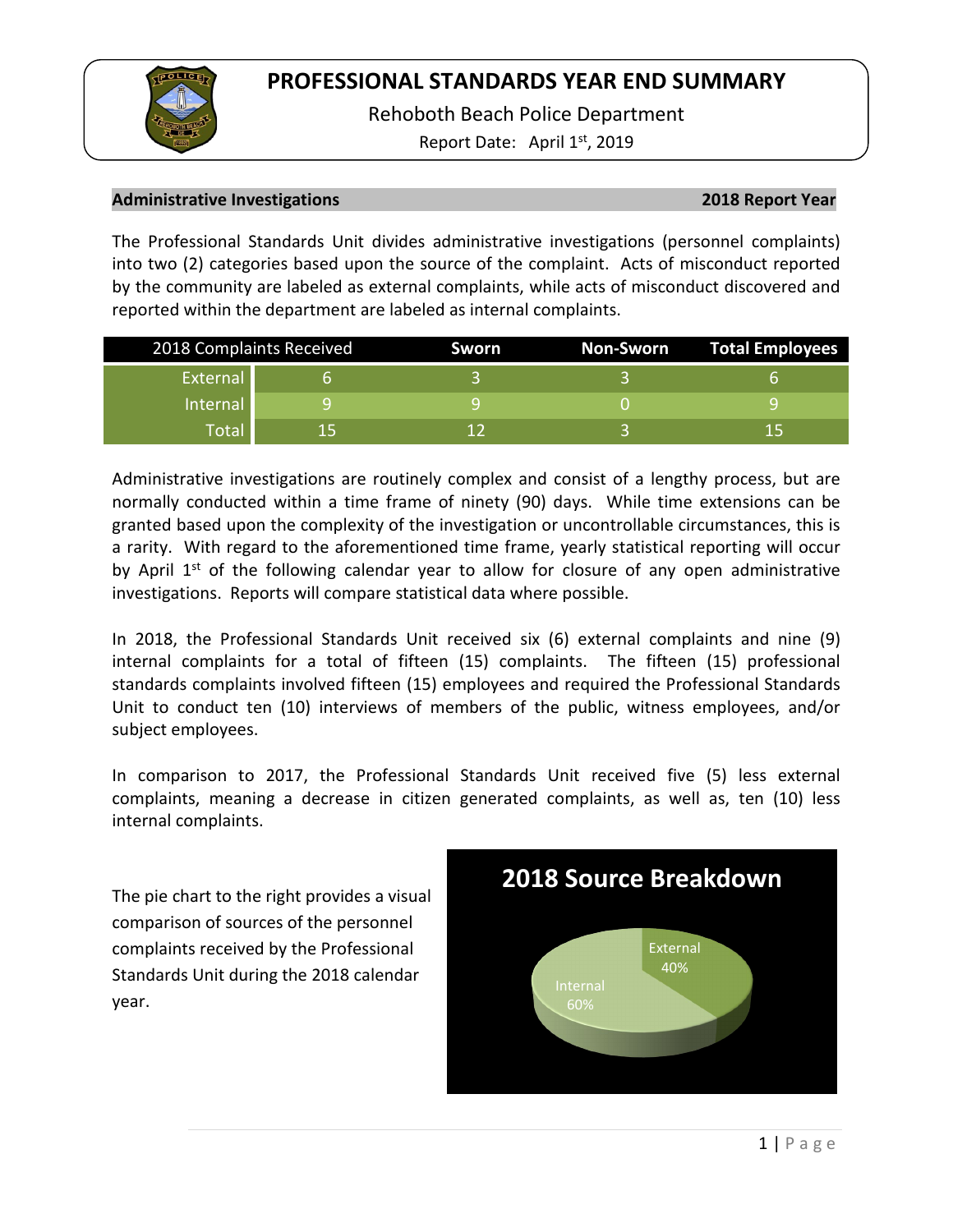# PROFESSIONAL STANDARDS YEAR END SUMMARY

Rehoboth Beach Police Department

Report Date: April 1st, 2019

## Administrative Investigations — 2018 Report Year

The Professional Standards Unit divides administrative investigations (personnel complaints) into two (2) categories based upon the source of the complaint. Acts of misconduct reported by the community are labeled as external complaints, while acts of misconduct discovered and reported within the department are labeled as internal complaints.

| 2018 Complaints Received | | Sworn | Non-Sworn | Total Employees |
|---|---|---|---|---|
| External | 6 | 3 | 3 | 6 |
| Internal | 9 | 9 | 0 | 9 |
| Total | 15 | 12 | 3 | 15 |

Administrative investigations are routinely complex and consist of a lengthy process, but are normally conducted within a time frame of ninety (90) days. While time extensions can be granted based upon the complexity of the investigation or uncontrollable circumstances, this is a rarity. With regard to the aforementioned time frame, yearly statistical reporting will occur by April 1st of the following calendar year to allow for closure of any open administrative investigations. Reports will compare statistical data where possible.

In 2018, the Professional Standards Unit received six (6) external complaints and nine (9) internal complaints for a total of fifteen (15) complaints. The fifteen (15) professional standards complaints involved fifteen (15) employees and required the Professional Standards Unit to conduct ten (10) interviews of members of the public, witness employees, and/or subject employees.

In comparison to 2017, the Professional Standards Unit received five (5) less external complaints, meaning a decrease in citizen generated complaints, as well as, ten (10) less internal complaints.

The pie chart to the right provides a visual comparison of sources of the personnel complaints received by the Professional Standards Unit during the 2018 calendar year.

**2018 Source Breakdown**

- External: 40%
- Internal: 60%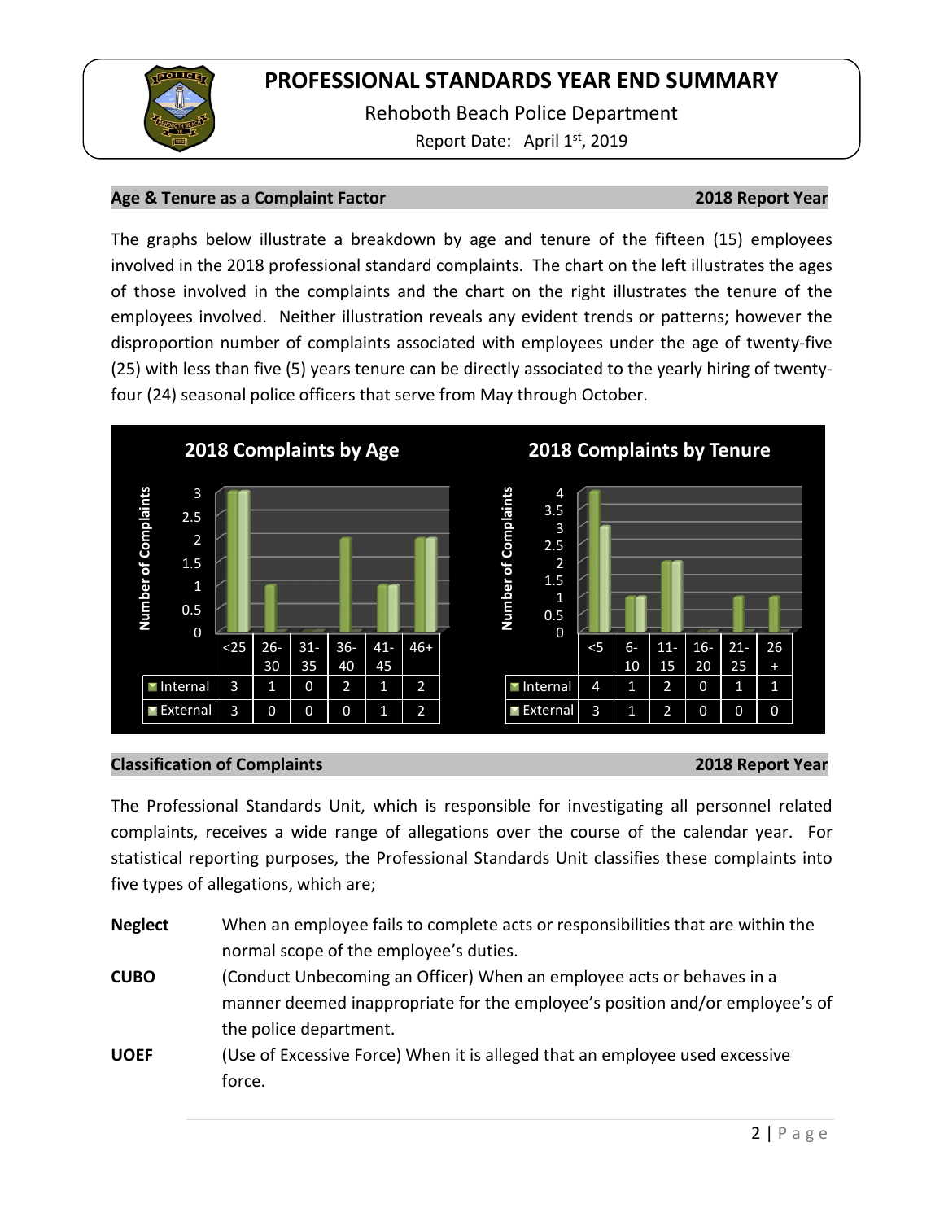# PROFESSIONAL STANDARDS YEAR END SUMMARY

Rehoboth Beach Police Department

Report Date: April 1st, 2019

## Age & Tenure as a Complaint Factor — 2018 Report Year

The graphs below illustrate a breakdown by age and tenure of the fifteen (15) employees involved in the 2018 professional standard complaints. The chart on the left illustrates the ages of those involved in the complaints and the chart on the right illustrates the tenure of the employees involved. Neither illustration reveals any evident trends or patterns; however the disproportion number of complaints associated with employees under the age of twenty-five (25) with less than five (5) years tenure can be directly associated to the yearly hiring of twenty-four (24) seasonal police officers that serve from May through October.

**2018 Complaints by Age**

| | <25 | 26-30 | 31-35 | 36-40 | 41-45 | 46+ |
|---|---|---|---|---|---|---|
| Internal | 3 | 1 | 0 | 2 | 1 | 2 |
| External | 3 | 0 | 0 | 0 | 1 | 2 |

**2018 Complaints by Tenure**

| | <5 | 6-10 | 11-15 | 16-20 | 21-25 | 26+ |
|---|---|---|---|---|---|---|
| Internal | 4 | 1 | 2 | 0 | 1 | 1 |
| External | 3 | 1 | 2 | 0 | 0 | 0 |

## Classification of Complaints — 2018 Report Year

The Professional Standards Unit, which is responsible for investigating all personnel related complaints, receives a wide range of allegations over the course of the calendar year. For statistical reporting purposes, the Professional Standards Unit classifies these complaints into five types of allegations, which are;

**Neglect** When an employee fails to complete acts or responsibilities that are within the normal scope of the employee's duties.

**CUBO** (Conduct Unbecoming an Officer) When an employee acts or behaves in a manner deemed inappropriate for the employee's position and/or employee's of the police department.

**UOEF** (Use of Excessive Force) When it is alleged that an employee used excessive force.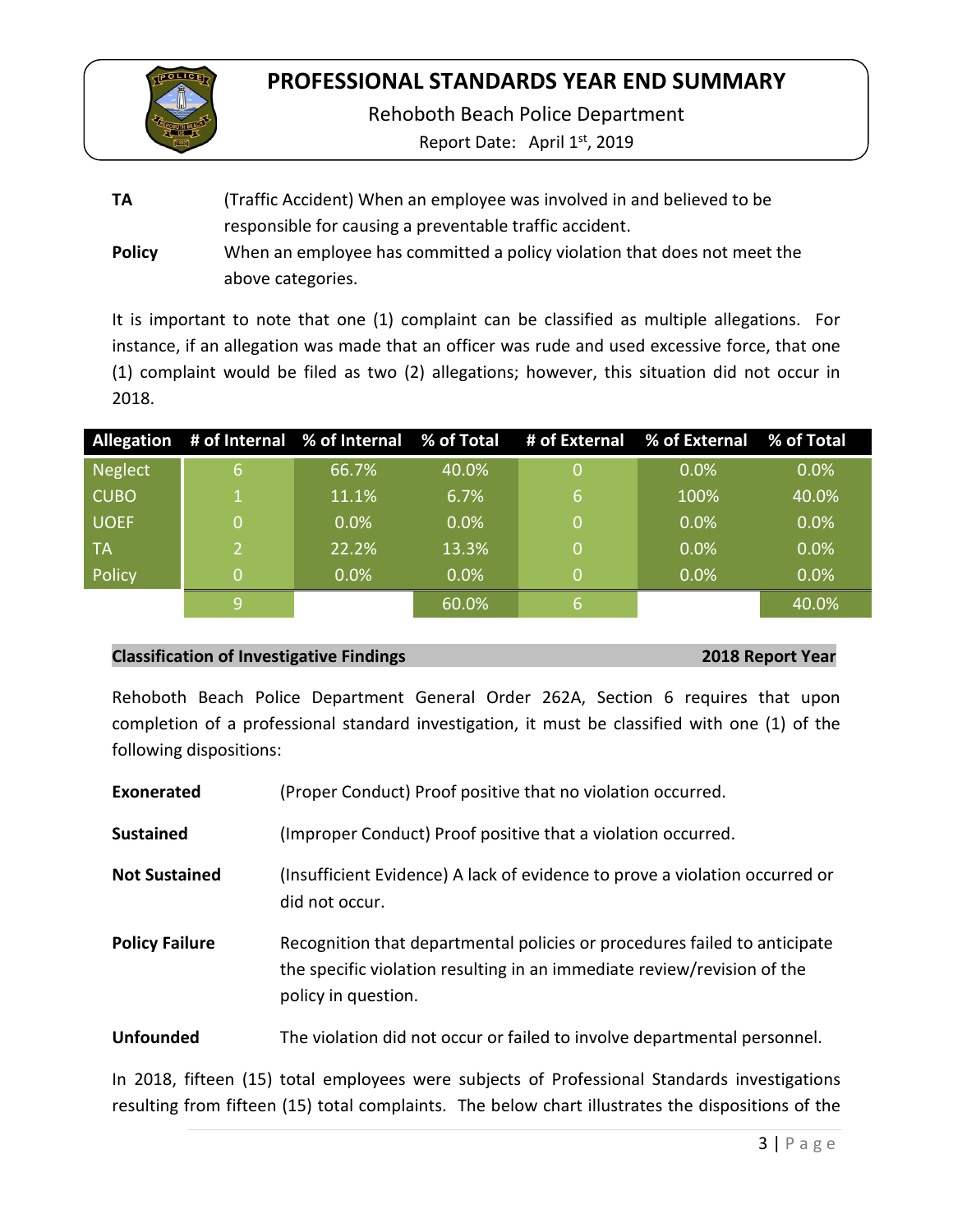**TA** (Traffic Accident) When an employee was involved in and believed to be responsible for causing a preventable traffic accident.

**Policy** When an employee has committed a policy violation that does not meet the above categories.

It is important to note that one (1) complaint can be classified as multiple allegations. For instance, if an allegation was made that an officer was rude and used excessive force, that one (1) complaint would be filed as two (2) allegations; however, this situation did not occur in 2018.

| Allegation | # of Internal | % of Internal | % of Total | # of External | % of External | % of Total |
|---|---|---|---|---|---|---|
| Neglect | 6 | 66.7% | 40.0% | 0 | 0.0% | 0.0% |
| CUBO | 1 | 11.1% | 6.7% | 6 | 100% | 40.0% |
| UOEF | 0 | 0.0% | 0.0% | 0 | 0.0% | 0.0% |
| TA | 2 | 22.2% | 13.3% | 0 | 0.0% | 0.0% |
| Policy | 0 | 0.0% | 0.0% | 0 | 0.0% | 0.0% |
| | 9 | | 60.0% | 6 | | 40.0% |

**Classification of Investigative Findings** **2018 Report Year**

Rehoboth Beach Police Department General Order 262A, Section 6 requires that upon completion of a professional standard investigation, it must be classified with one (1) of the following dispositions:

**Exonerated** (Proper Conduct) Proof positive that no violation occurred.

**Sustained** (Improper Conduct) Proof positive that a violation occurred.

**Not Sustained** (Insufficient Evidence) A lack of evidence to prove a violation occurred or did not occur.

**Policy Failure** Recognition that departmental policies or procedures failed to anticipate the specific violation resulting in an immediate review/revision of the policy in question.

**Unfounded** The violation did not occur or failed to involve departmental personnel.

In 2018, fifteen (15) total employees were subjects of Professional Standards investigations resulting from fifteen (15) total complaints. The below chart illustrates the dispositions of the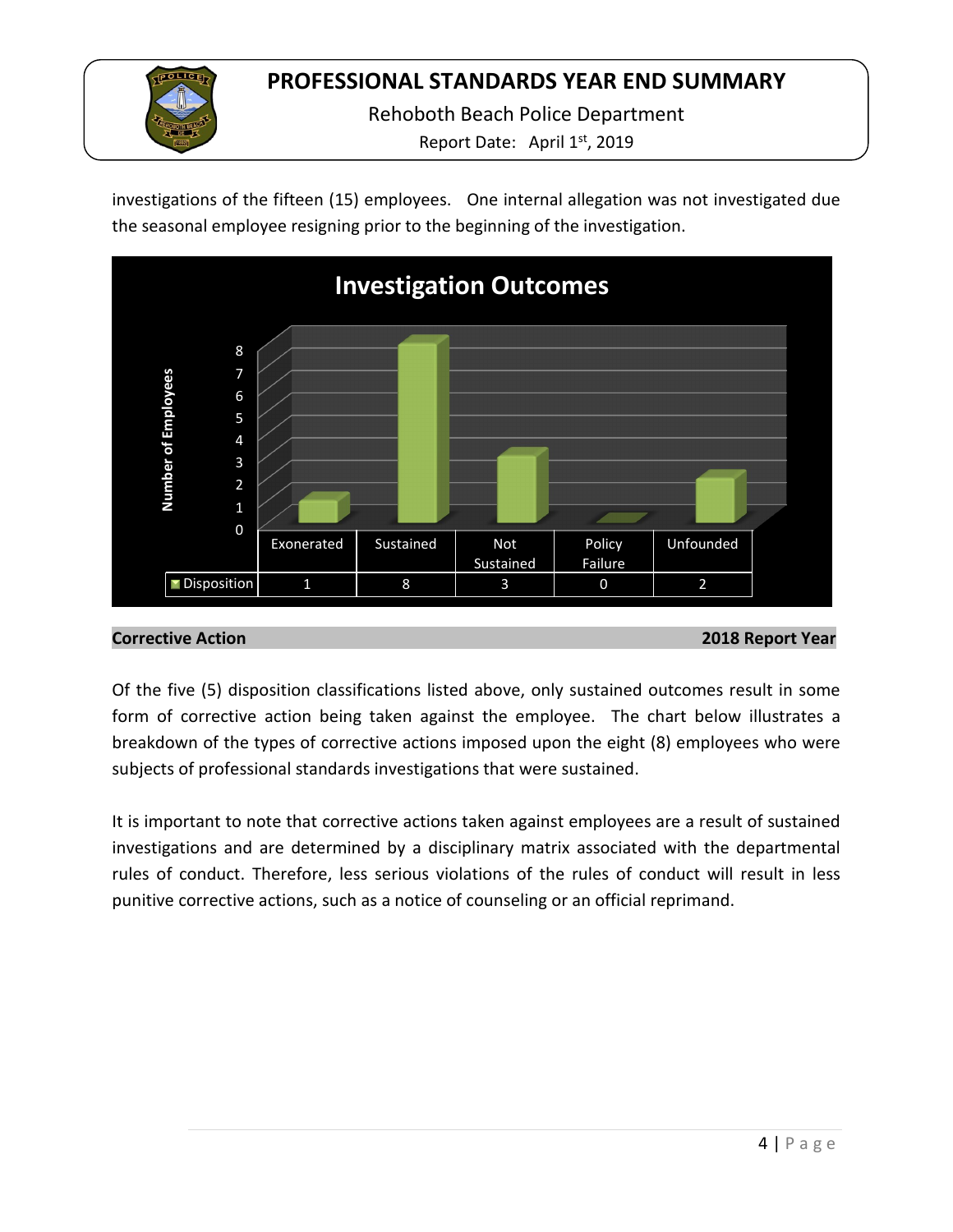investigations of the fifteen (15) employees. One internal allegation was not investigated due the seasonal employee resigning prior to the beginning of the investigation.

**Investigation Outcomes**

| | Exonerated | Sustained | Not Sustained | Policy Failure | Unfounded |
|---|---|---|---|---|---|
| Disposition | 1 | 8 | 3 | 0 | 2 |

**Corrective Action** **2018 Report Year**

Of the five (5) disposition classifications listed above, only sustained outcomes result in some form of corrective action being taken against the employee. The chart below illustrates a breakdown of the types of corrective actions imposed upon the eight (8) employees who were subjects of professional standards investigations that were sustained.

It is important to note that corrective actions taken against employees are a result of sustained investigations and are determined by a disciplinary matrix associated with the departmental rules of conduct. Therefore, less serious violations of the rules of conduct will result in less punitive corrective actions, such as a notice of counseling or an official reprimand.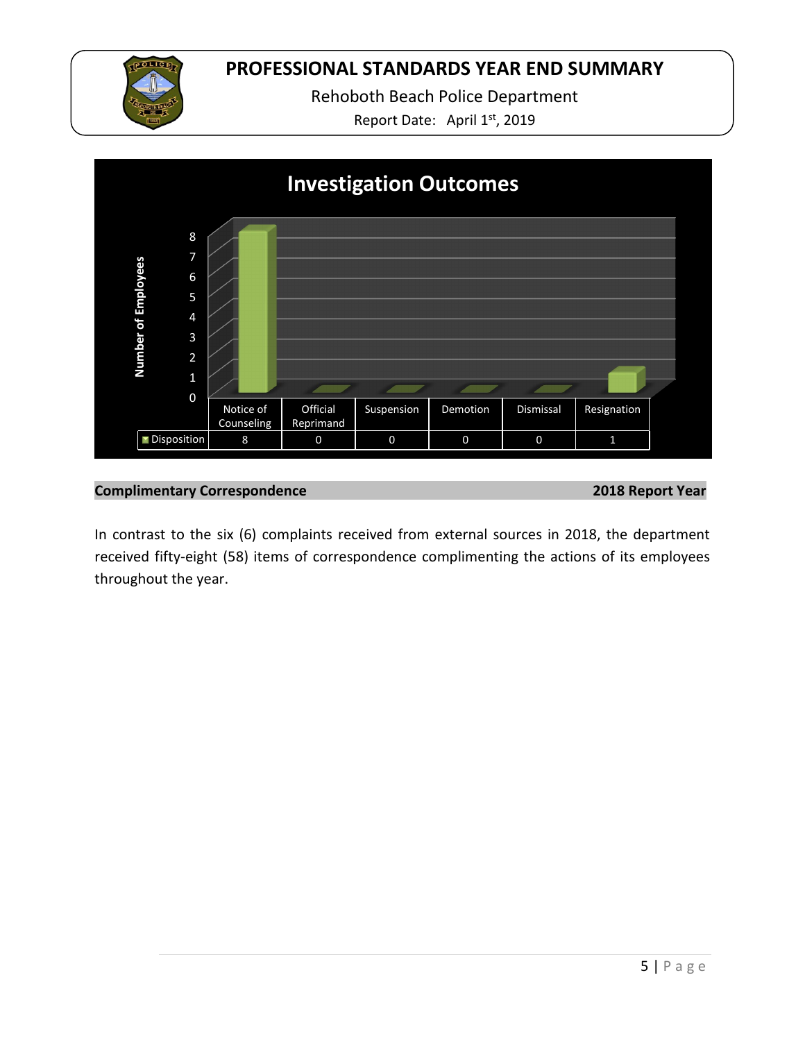# PROFESSIONAL STANDARDS YEAR END SUMMARY

Rehoboth Beach Police Department

Report Date: April 1st, 2019

Investigation Outcomes

Number of Employees

0
1
2
3
4
5
6
7
8

Notice of Counseling
Official Reprimand
Suspension
Demotion
Dismissal
Resignation

Disposition 8 0 0 0 0 1

**Complimentary Correspondence** **2018 Report Year**

In contrast to the six (6) complaints received from external sources in 2018, the department received fifty-eight (58) items of correspondence complimenting the actions of its employees throughout the year.